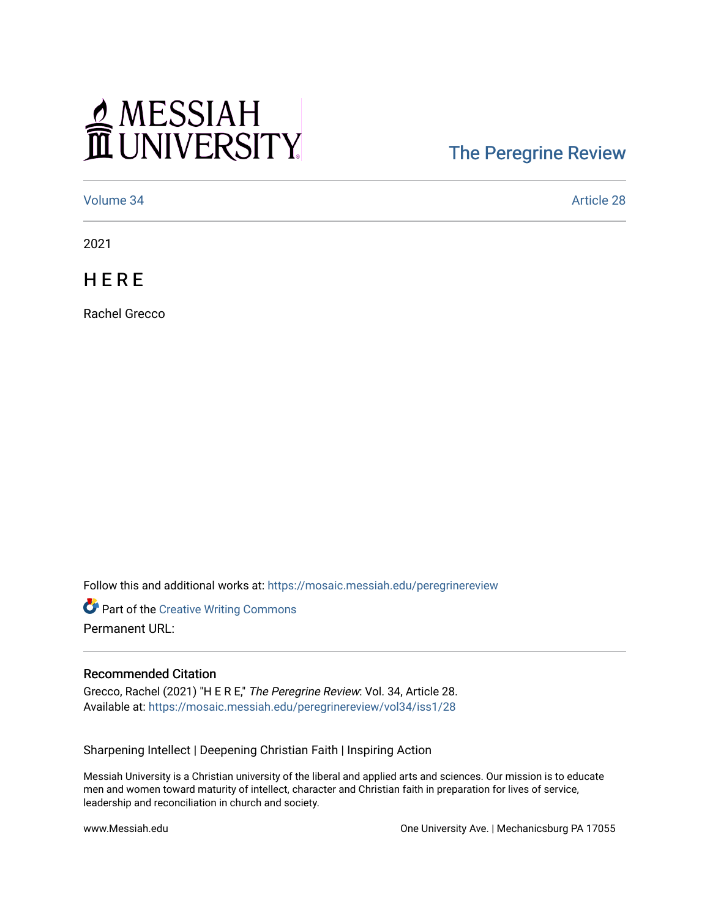MESSIAH UNIVERSITY

The Peregrine Review

Volume 34 Article 28

2021

# H E R E

Rachel Grecco

Follow this and additional works at: https://mosaic.messiah.edu/peregrinereview

Part of the Creative Writing Commons

Permanent URL:

## Recommended Citation

Grecco, Rachel (2021) "H E R E," *The Peregrine Review*: Vol. 34, Article 28.
Available at: https://mosaic.messiah.edu/peregrinereview/vol34/iss1/28

Sharpening Intellect | Deepening Christian Faith | Inspiring Action

Messiah University is a Christian university of the liberal and applied arts and sciences. Our mission is to educate men and women toward maturity of intellect, character and Christian faith in preparation for lives of service, leadership and reconciliation in church and society.

www.Messiah.edu One University Ave. | Mechanicsburg PA 17055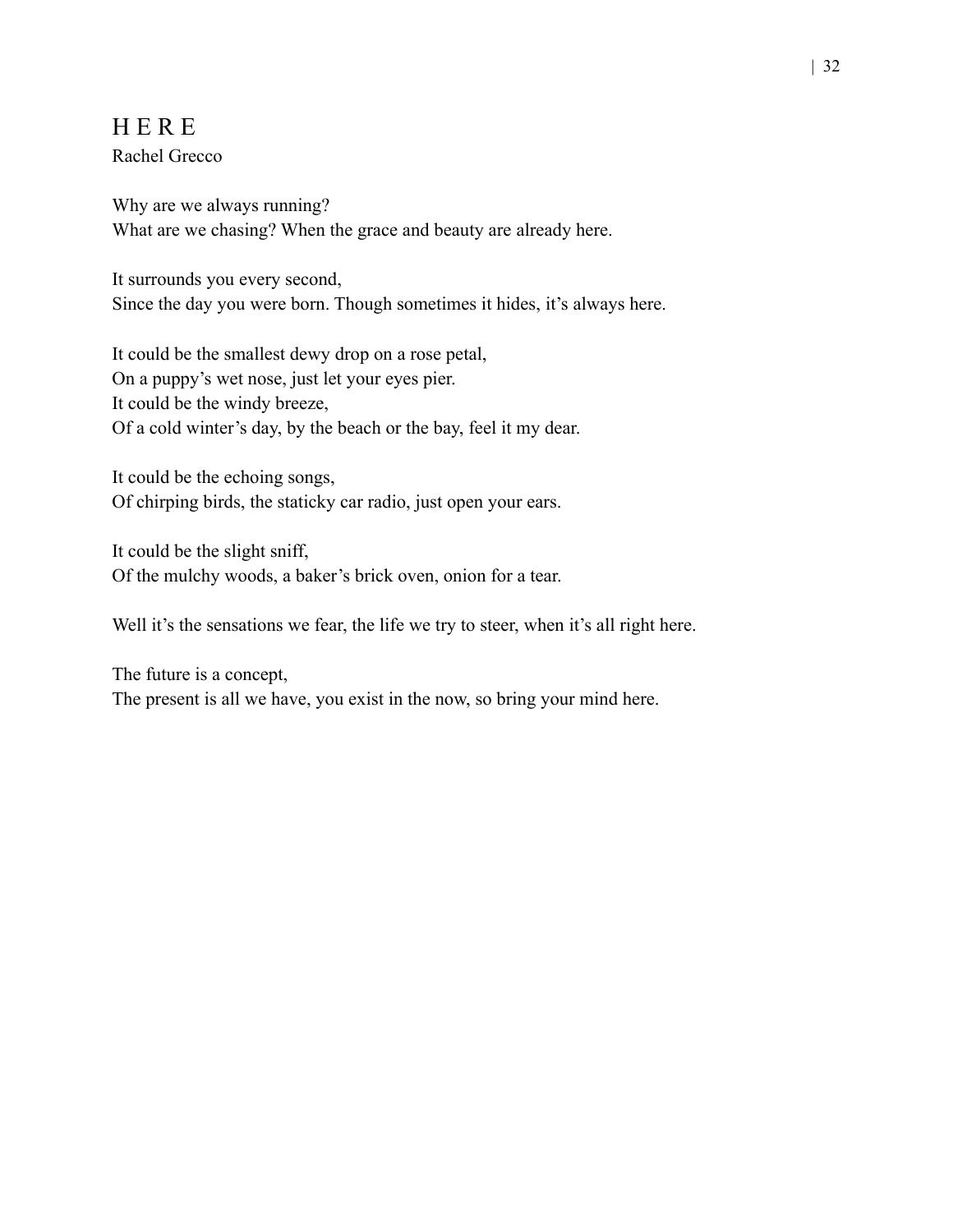# H E R E

Rachel Grecco

Why are we always running?  
What are we chasing? When the grace and beauty are already here.

It surrounds you every second,  
Since the day you were born. Though sometimes it hides, it's always here.

It could be the smallest dewy drop on a rose petal,  
On a puppy's wet nose, just let your eyes pier.  
It could be the windy breeze,  
Of a cold winter's day, by the beach or the bay, feel it my dear.

It could be the echoing songs,  
Of chirping birds, the staticky car radio, just open your ears.

It could be the slight sniff,  
Of the mulchy woods, a baker's brick oven, onion for a tear.

Well it's the sensations we fear, the life we try to steer, when it's all right here.

The future is a concept,  
The present is all we have, you exist in the now, so bring your mind here.